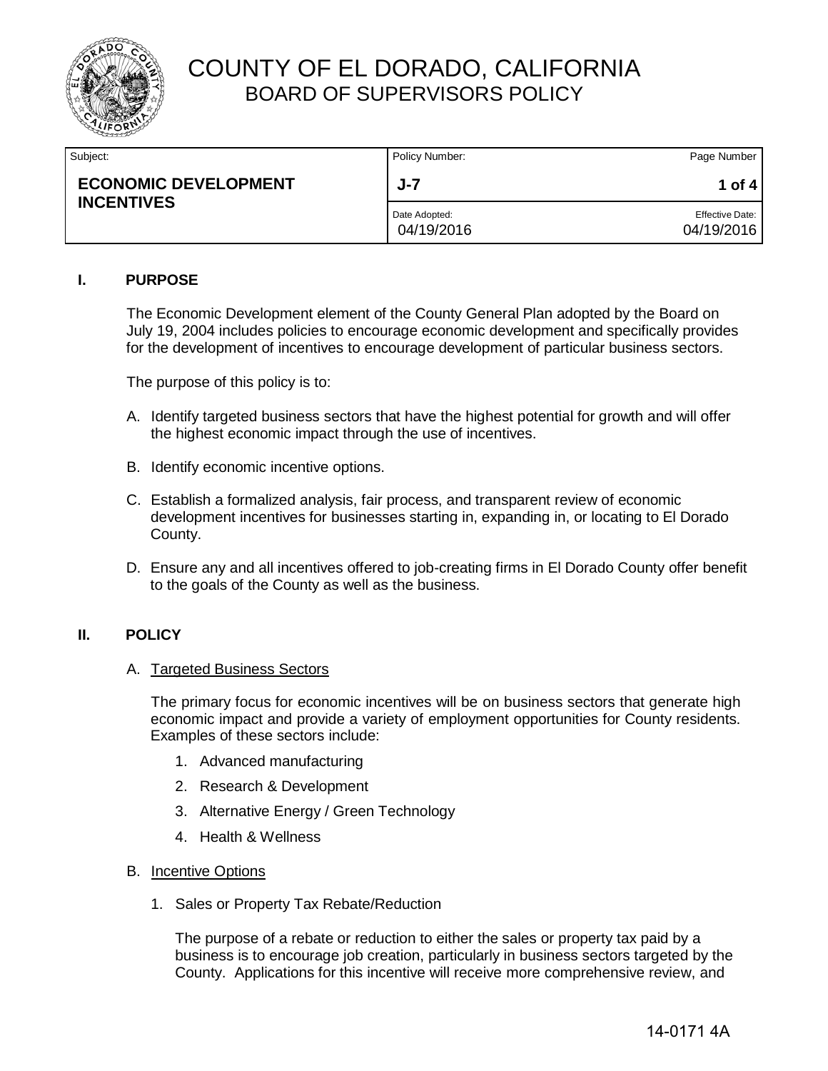# COUNTY OF EL DORADO, CALIFORNIA
## BOARD OF SUPERVISORS POLICY

| Subject: | Policy Number: | Page Number |
|---|---|---|
| **ECONOMIC DEVELOPMENT INCENTIVES** | **J-7** | **1 of 4** |
| | Date Adopted: 04/19/2016 | Effective Date: 04/19/2016 |

### I. PURPOSE

The Economic Development element of the County General Plan adopted by the Board on July 19, 2004 includes policies to encourage economic development and specifically provides for the development of incentives to encourage development of particular business sectors.

The purpose of this policy is to:

A. Identify targeted business sectors that have the highest potential for growth and will offer the highest economic impact through the use of incentives.

B. Identify economic incentive options.

C. Establish a formalized analysis, fair process, and transparent review of economic development incentives for businesses starting in, expanding in, or locating to El Dorado County.

D. Ensure any and all incentives offered to job-creating firms in El Dorado County offer benefit to the goals of the County as well as the business.

### II. POLICY

A. <u>Targeted Business Sectors</u>

The primary focus for economic incentives will be on business sectors that generate high economic impact and provide a variety of employment opportunities for County residents. Examples of these sectors include:

1. Advanced manufacturing
2. Research & Development
3. Alternative Energy / Green Technology
4. Health & Wellness

B. <u>Incentive Options</u>

1. Sales or Property Tax Rebate/Reduction

The purpose of a rebate or reduction to either the sales or property tax paid by a business is to encourage job creation, particularly in business sectors targeted by the County. Applications for this incentive will receive more comprehensive review, and

14-0171 4A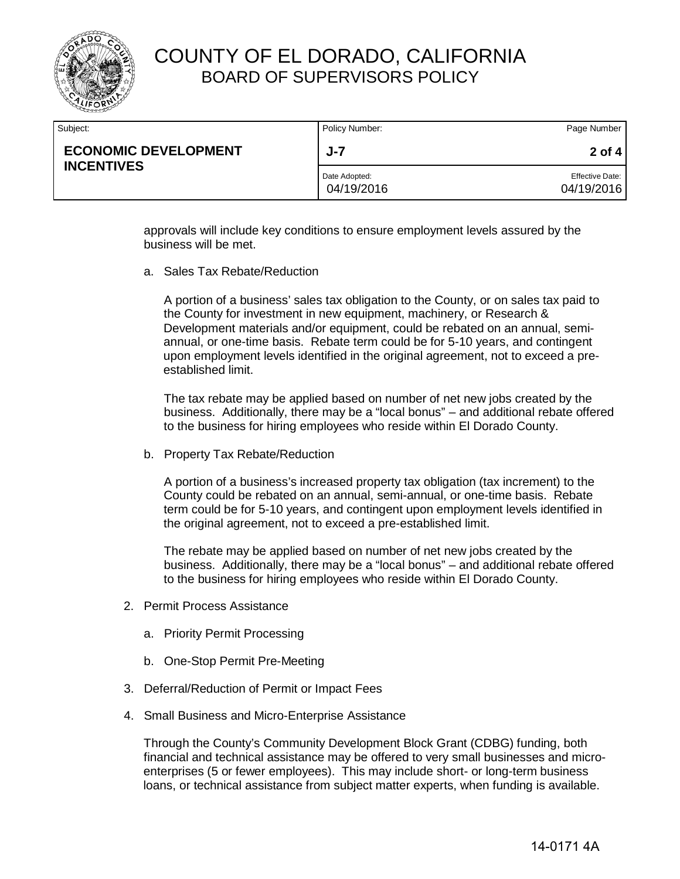approvals will include key conditions to ensure employment levels assured by the business will be met.

a. Sales Tax Rebate/Reduction

   A portion of a business' sales tax obligation to the County, or on sales tax paid to the County for investment in new equipment, machinery, or Research & Development materials and/or equipment, could be rebated on an annual, semi-annual, or one-time basis. Rebate term could be for 5-10 years, and contingent upon employment levels identified in the original agreement, not to exceed a pre-established limit.

   The tax rebate may be applied based on number of net new jobs created by the business. Additionally, there may be a "local bonus" – and additional rebate offered to the business for hiring employees who reside within El Dorado County.

b. Property Tax Rebate/Reduction

   A portion of a business's increased property tax obligation (tax increment) to the County could be rebated on an annual, semi-annual, or one-time basis. Rebate term could be for 5-10 years, and contingent upon employment levels identified in the original agreement, not to exceed a pre-established limit.

   The rebate may be applied based on number of net new jobs created by the business. Additionally, there may be a "local bonus" – and additional rebate offered to the business for hiring employees who reside within El Dorado County.

2. Permit Process Assistance

   a. Priority Permit Processing

   b. One-Stop Permit Pre-Meeting

3. Deferral/Reduction of Permit or Impact Fees

4. Small Business and Micro-Enterprise Assistance

   Through the County's Community Development Block Grant (CDBG) funding, both financial and technical assistance may be offered to very small businesses and micro-enterprises (5 or fewer employees). This may include short- or long-term business loans, or technical assistance from subject matter experts, when funding is available.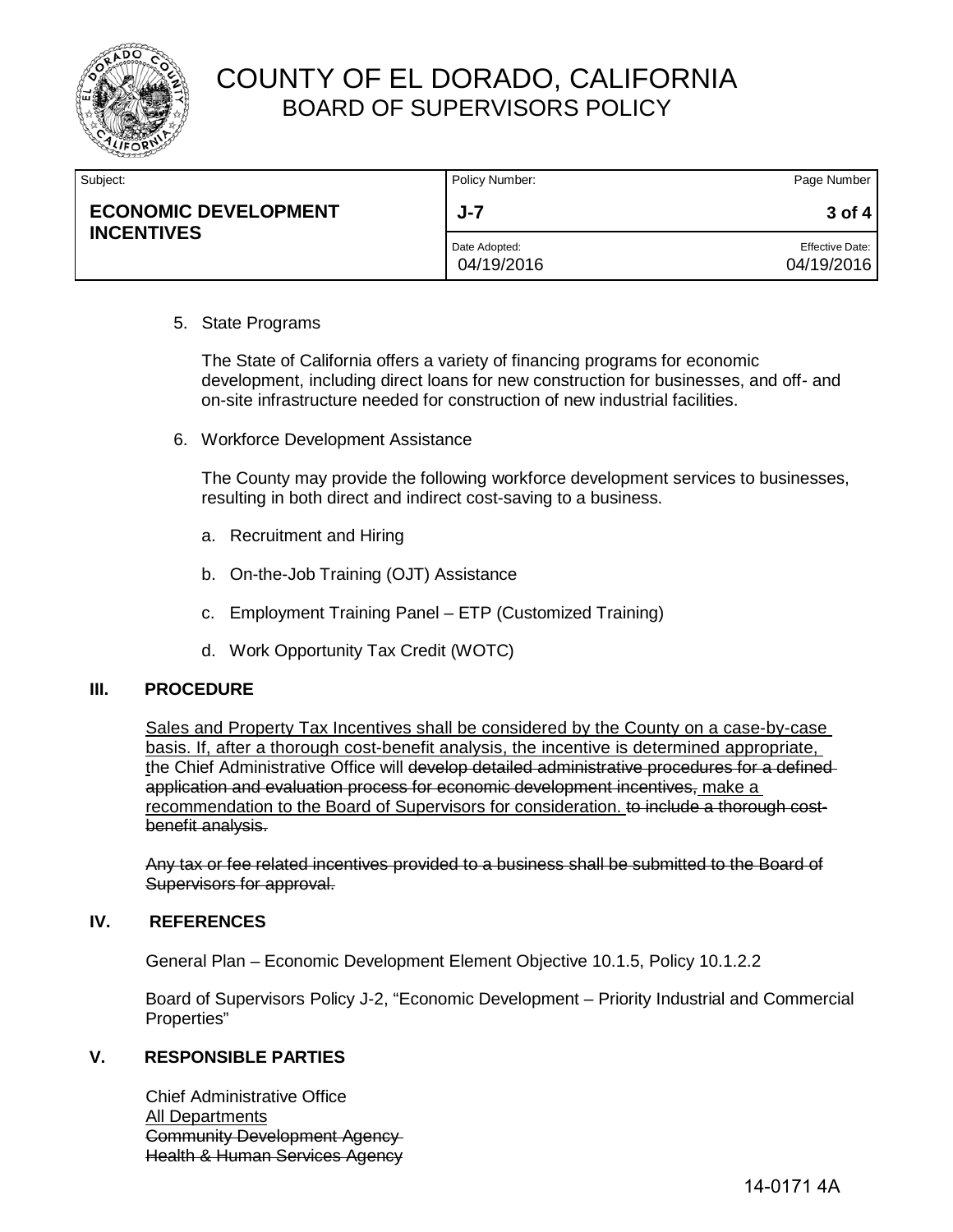5. State Programs

   The State of California offers a variety of financing programs for economic development, including direct loans for new construction for businesses, and off- and on-site infrastructure needed for construction of new industrial facilities.

6. Workforce Development Assistance

   The County may provide the following workforce development services to businesses, resulting in both direct and indirect cost-saving to a business.

   a. Recruitment and Hiring

   b. On-the-Job Training (OJT) Assistance

   c. Employment Training Panel – ETP (Customized Training)

   d. Work Opportunity Tax Credit (WOTC)

## III. PROCEDURE

<u>Sales and Property Tax Incentives shall be considered by the County on a case-by-case basis. If, after a thorough cost-benefit analysis, the incentive is determined appropriate, t</u>he Chief Administrative Office will ~~develop detailed administrative procedures for a defined application and evaluation process for economic development incentives,~~ <u>make a recommendation to the Board of Supervisors for consideration.</u> ~~to include a thorough cost-benefit analysis.~~

~~Any tax or fee related incentives provided to a business shall be submitted to the Board of Supervisors for approval.~~

## IV. REFERENCES

General Plan – Economic Development Element Objective 10.1.5, Policy 10.1.2.2

Board of Supervisors Policy J-2, "Economic Development – Priority Industrial and Commercial Properties"

## V. RESPONSIBLE PARTIES

Chief Administrative Office
<u>All Departments</u>
~~Community Development Agency~~
~~Health & Human Services Agency~~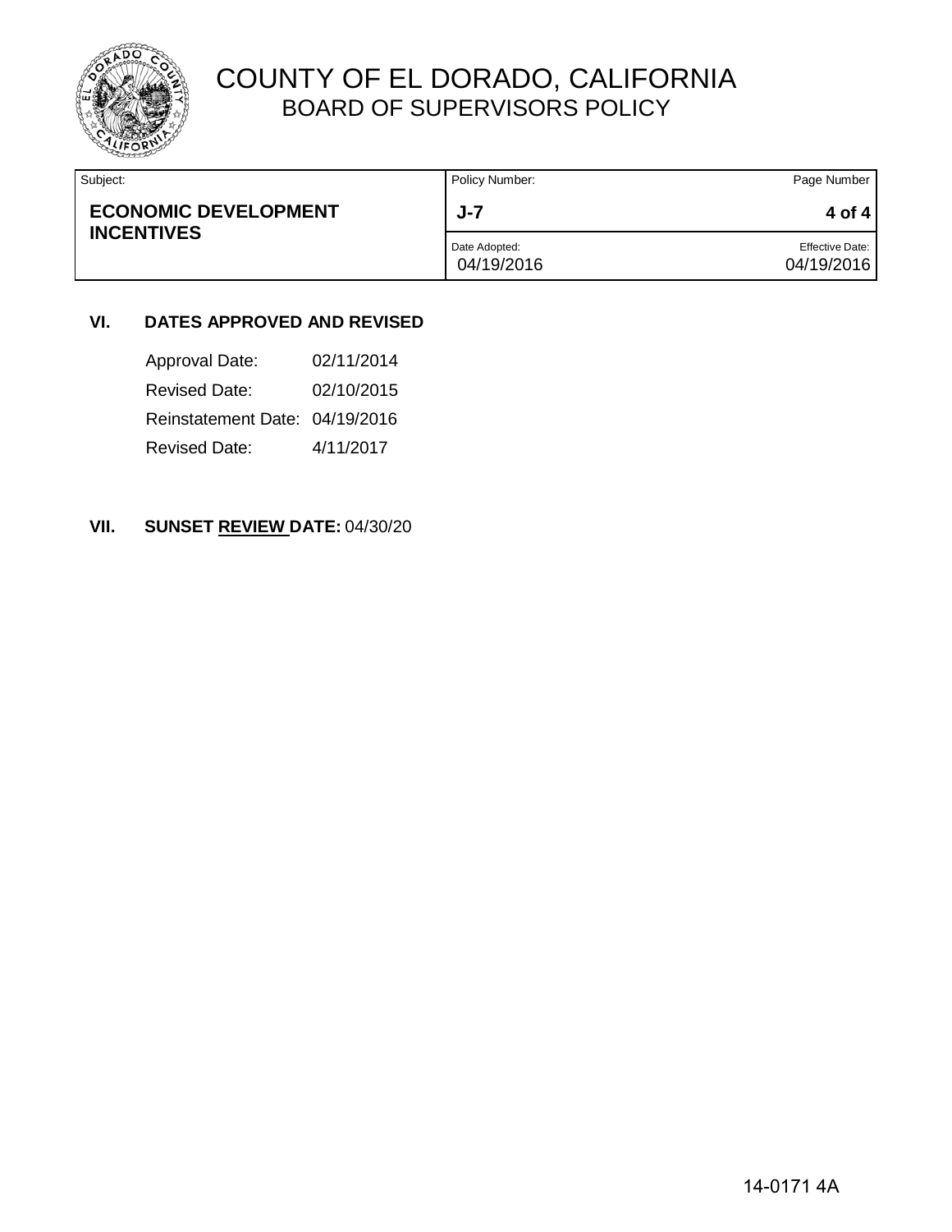# COUNTY OF EL DORADO, CALIFORNIA
## BOARD OF SUPERVISORS POLICY

| Subject: | Policy Number: | Page Number |
|---|---|---|
| **ECONOMIC DEVELOPMENT INCENTIVES** | **J-7** | **4 of 4** |
| | Date Adopted: 04/19/2016 | Effective Date: 04/19/2016 |

### VI. DATES APPROVED AND REVISED

| | |
|---|---|
| Approval Date: | 02/11/2014 |
| Revised Date: | 02/10/2015 |
| Reinstatement Date: | 04/19/2016 |
| Revised Date: | 4/11/2017 |

### VII. SUNSET REVIEW DATE: 04/30/20

14-0171 4A